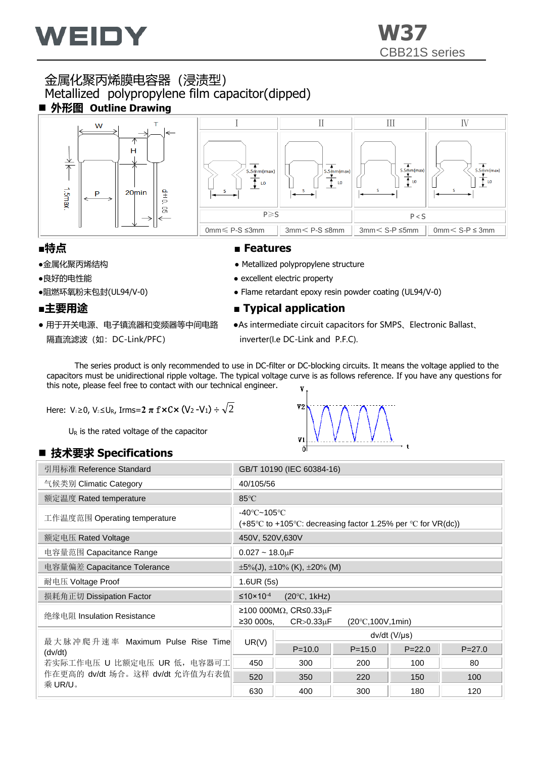# WEIDY

**W37**
CBB21S series

## 金属化聚丙烯膜电容器（浸渍型）
## Metallized polypropylene film capacitor(dipped)

### ■ 外形图 Outline Drawing

W
T
H
1.5max.
P
20min
d±0.05

I　II　III　IV

5.5mm(max)
L0
S

P≥S　　P<S

0mm≤ P-S ≤3mm　　3mm< P-S ≤8mm　　3mm< S-P ≤5mm　　0mm< S-P ≤ 3mm

### ■特点

- ●金属化聚丙烯结构
- ●良好的电性能
- ●阻燃环氧粉末包封(UL94/V-0)

### ■ Features

- Metallized polypropylene structure
- excellent electric property
- Flame retardant epoxy resin powder coating (UL94/V-0)

### ■主要用途

- 用于开关电源、电子镇流器和变频器等中间电路隔直流滤波（如：DC-Link/PFC）

### ■ Typical application

- As intermediate circuit capacitors for SMPS、Electronic Ballast、inverter(I.e DC-Link and P.F.C).

The series product is only recommended to use in DC-filter or DC-blocking circuits. It means the voltage applied to the capacitors must be unidirectional ripple voltage. The typical voltage curve is as follows reference. If you have any questions for this note, please feel free to contact with our technical engineer.

Here: $V_1 \geq 0$, $V_2 \leq U_R$, $Irms = 2\pi f \times C \times (V_2 - V_1) \div \sqrt{2}$

$U_R$ is the rated voltage of the capacitor

V
V2
V1
0
t

### ■ 技术要求 Specifications

| | | | | | |
|---|---|---|---|---|---|
| 引用标准 Reference Standard | GB/T 10190 (IEC 60384-16) | | | | |
| 气候类别 Climatic Category | 40/105/56 | | | | |
| 额定温度 Rated temperature | 85℃ | | | | |
| 工作温度范围 Operating temperature | -40℃~105℃ (+85℃ to +105℃: decreasing factor 1.25% per ℃ for VR(dc)) | | | | |
| 额定电压 Rated Voltage | 450V, 520V,630V | | | | |
| 电容量范围 Capacitance Range | 0.027 ~ 18.0μF | | | | |
| 电容量偏差 Capacitance Tolerance | ±5%(J), ±10% (K), ±20% (M) | | | | |
| 耐电压 Voltage Proof | 1.6UR (5s) | | | | |
| 损耗角正切 Dissipation Factor | ≤$10\times10^{-4}$ (20℃, 1kHz) | | | | |
| 绝缘电阻 Insulation Resistance | ≥100 000MΩ, CR≤0.33μF<br>≥30 000s, CR>0.33μF (20℃,100V,1min) | | | | |
| 最大脉冲爬升速率 Maximum Pulse Rise Time (dv/dt)<br>若实际工作电压 U 比额定电压 UR 低，电容器可工作在更高的 dv/dt 场合。这样 dv/dt 允许值为右表值乘 UR/U。 | UR(V) | dv/dt (V/μs) | | | |
| | | P=10.0 | P=15.0 | P=22.0 | P=27.0 |
| | 450 | 300 | 200 | 100 | 80 |
| | 520 | 350 | 220 | 150 | 100 |
| | 630 | 400 | 300 | 180 | 120 |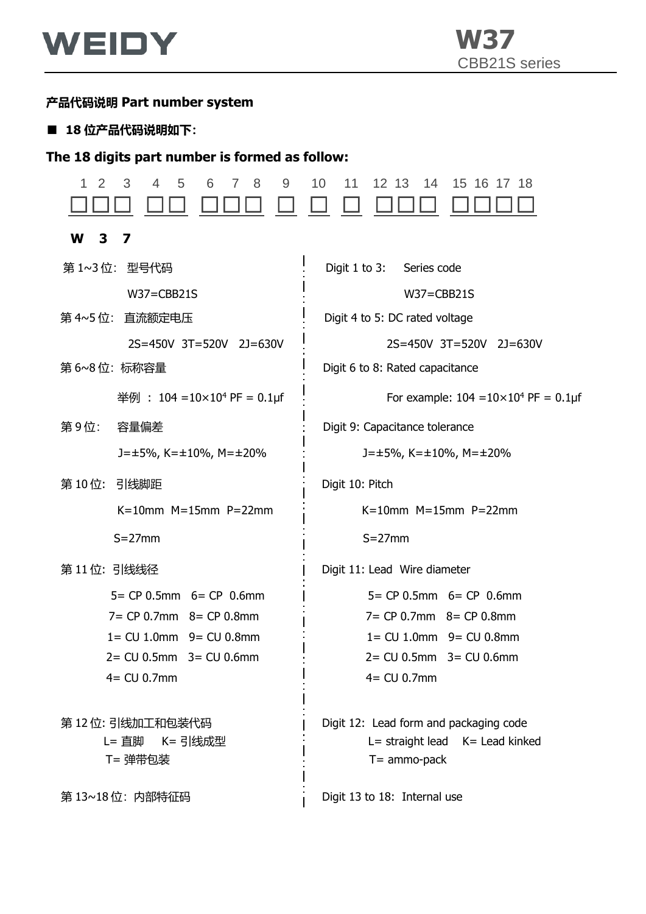## 产品代码说明 Part number system

■ **18 位产品代码说明如下:**

**The 18 digits part number is formed as follow:**

| 1 | 2 | 3 | 4 | 5 | 6 | 7 | 8 | 9 | 10 | 11 | 12 | 13 | 14 | 15 | 16 | 17 | 18 |
|---|---|---|---|---|---|---|---|---|---|---|---|---|---|---|---|---|---|
| □ | □ | □ | □ | □ | □ | □ | □ | □ | □ | □ | □ | □ | □ | □ | □ | □ | □ |
| **W** | **3** | **7** | | | | | | | | | | | | | | | |

第 1~3 位: 型号代码

W37=CBB21S

第 4~5 位: 直流额定电压

2S=450V 3T=520V 2J=630V

第 6~8 位: 标称容量

举例 : 104 =10×$10^4$ PF = 0.1μf

第 9 位: 容量偏差

J=±5%, K=±10%, M=±20%

第 10 位: 引线脚距

K=10mm M=15mm P=22mm

S=27mm

第 11 位: 引线线径

5= CP 0.5mm 6= CP 0.6mm
7= CP 0.7mm 8= CP 0.8mm
1= CU 1.0mm 9= CU 0.8mm
2= CU 0.5mm 3= CU 0.6mm
4= CU 0.7mm

第 12 位: 引线加工和包装代码

L= 直脚 K= 引线成型
T= 弹带包装

第 13~18 位: 内部特征码

Digit 1 to 3: Series code

W37=CBB21S

Digit 4 to 5: DC rated voltage

2S=450V 3T=520V 2J=630V

Digit 6 to 8: Rated capacitance

For example: 104 =10×$10^4$ PF = 0.1μf

Digit 9: Capacitance tolerance

J=±5%, K=±10%, M=±20%

Digit 10: Pitch

K=10mm M=15mm P=22mm

S=27mm

Digit 11: Lead Wire diameter

5= CP 0.5mm 6= CP 0.6mm
7= CP 0.7mm 8= CP 0.8mm
1= CU 1.0mm 9= CU 0.8mm
2= CU 0.5mm 3= CU 0.6mm
4= CU 0.7mm

Digit 12: Lead form and packaging code

L= straight lead K= Lead kinked
T= ammo-pack

Digit 13 to 18: Internal use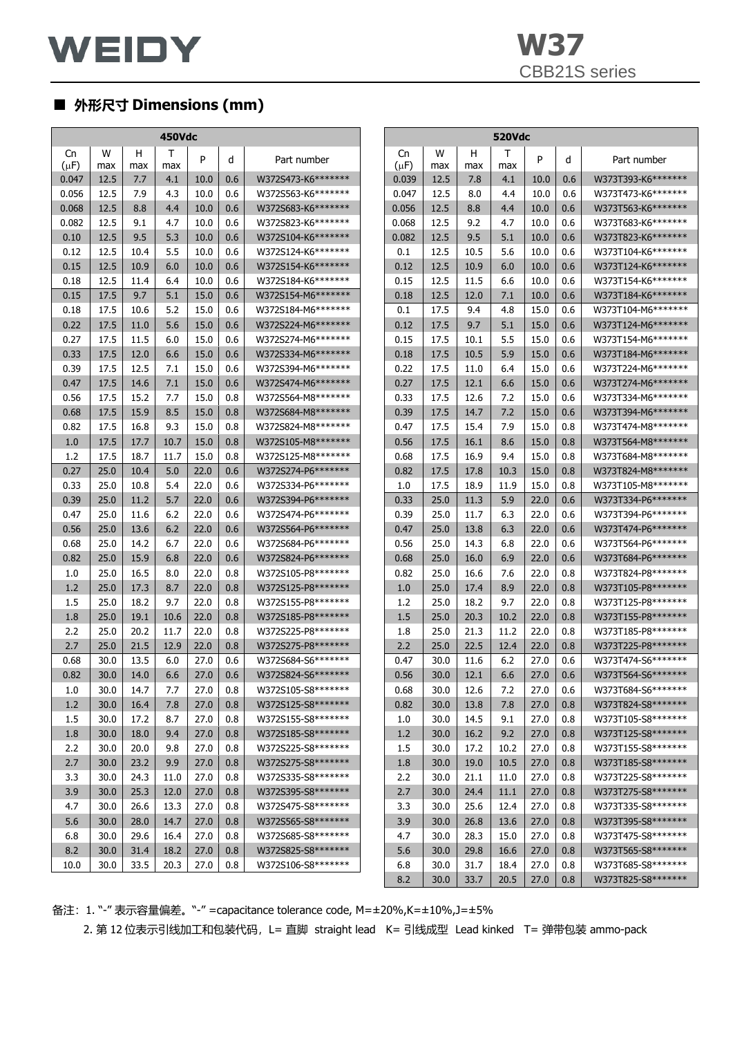## ■ 外形尺寸 Dimensions (mm)

**450Vdc**

| Cn (μF) | W max | H max | T max | P | d | Part number |
|---|---|---|---|---|---|---|
| 0.047 | 12.5 | 7.7 | 4.1 | 10.0 | 0.6 | W372S473-K6******* |
| 0.056 | 12.5 | 7.9 | 4.3 | 10.0 | 0.6 | W372S563-K6******* |
| 0.068 | 12.5 | 8.8 | 4.4 | 10.0 | 0.6 | W372S683-K6******* |
| 0.082 | 12.5 | 9.1 | 4.7 | 10.0 | 0.6 | W372S823-K6******* |
| 0.10 | 12.5 | 9.5 | 5.3 | 10.0 | 0.6 | W372S104-K6******* |
| 0.12 | 12.5 | 10.4 | 5.5 | 10.0 | 0.6 | W372S124-K6******* |
| 0.15 | 12.5 | 10.9 | 6.0 | 10.0 | 0.6 | W372S154-K6******* |
| 0.18 | 12.5 | 11.4 | 6.4 | 10.0 | 0.6 | W372S184-K6******* |
| 0.15 | 17.5 | 9.7 | 5.1 | 15.0 | 0.6 | W372S154-M6******* |
| 0.18 | 17.5 | 10.6 | 5.2 | 15.0 | 0.6 | W372S184-M6******* |
| 0.22 | 17.5 | 11.0 | 5.6 | 15.0 | 0.6 | W372S224-M6******* |
| 0.27 | 17.5 | 11.5 | 6.0 | 15.0 | 0.6 | W372S274-M6******* |
| 0.33 | 17.5 | 12.0 | 6.6 | 15.0 | 0.6 | W372S334-M6******* |
| 0.39 | 17.5 | 12.5 | 7.1 | 15.0 | 0.6 | W372S394-M6******* |
| 0.47 | 17.5 | 14.6 | 7.1 | 15.0 | 0.6 | W372S474-M6******* |
| 0.56 | 17.5 | 15.2 | 7.7 | 15.0 | 0.8 | W372S564-M8******* |
| 0.68 | 17.5 | 15.9 | 8.5 | 15.0 | 0.8 | W372S684-M8******* |
| 0.82 | 17.5 | 16.8 | 9.3 | 15.0 | 0.8 | W372S824-M8******* |
| 1.0 | 17.5 | 17.7 | 10.7 | 15.0 | 0.8 | W372S105-M8******* |
| 1.2 | 17.5 | 18.7 | 11.7 | 15.0 | 0.8 | W372S125-M8******* |
| 0.27 | 25.0 | 10.4 | 5.0 | 22.0 | 0.6 | W372S274-P6******* |
| 0.33 | 25.0 | 10.8 | 5.4 | 22.0 | 0.6 | W372S334-P6******* |
| 0.39 | 25.0 | 11.2 | 5.7 | 22.0 | 0.6 | W372S394-P6******* |
| 0.47 | 25.0 | 11.6 | 6.2 | 22.0 | 0.6 | W372S474-P6******* |
| 0.56 | 25.0 | 13.6 | 6.2 | 22.0 | 0.6 | W372S564-P6******* |
| 0.68 | 25.0 | 14.2 | 6.7 | 22.0 | 0.6 | W372S684-P6******* |
| 0.82 | 25.0 | 15.9 | 6.8 | 22.0 | 0.6 | W372S824-P6******* |
| 1.0 | 25.0 | 16.5 | 8.0 | 22.0 | 0.8 | W372S105-P8******* |
| 1.2 | 25.0 | 17.3 | 8.7 | 22.0 | 0.8 | W372S125-P8******* |
| 1.5 | 25.0 | 18.2 | 9.7 | 22.0 | 0.8 | W372S155-P8******* |
| 1.8 | 25.0 | 19.1 | 10.6 | 22.0 | 0.8 | W372S185-P8******* |
| 2.2 | 25.0 | 20.2 | 11.7 | 22.0 | 0.8 | W372S225-P8******* |
| 2.7 | 25.0 | 21.5 | 12.9 | 22.0 | 0.8 | W372S275-P8******* |
| 0.68 | 30.0 | 13.5 | 6.0 | 27.0 | 0.6 | W372S684-S6******* |
| 0.82 | 30.0 | 14.0 | 6.6 | 27.0 | 0.6 | W372S824-S6******* |
| 1.0 | 30.0 | 14.7 | 7.7 | 27.0 | 0.8 | W372S105-S8******* |
| 1.2 | 30.0 | 16.4 | 7.8 | 27.0 | 0.8 | W372S125-S8******* |
| 1.5 | 30.0 | 17.2 | 8.7 | 27.0 | 0.8 | W372S155-S8******* |
| 1.8 | 30.0 | 18.0 | 9.4 | 27.0 | 0.8 | W372S185-S8******* |
| 2.2 | 30.0 | 20.0 | 9.8 | 27.0 | 0.8 | W372S225-S8******* |
| 2.7 | 30.0 | 23.2 | 9.9 | 27.0 | 0.8 | W372S275-S8******* |
| 3.3 | 30.0 | 24.3 | 11.0 | 27.0 | 0.8 | W372S335-S8******* |
| 3.9 | 30.0 | 25.3 | 12.0 | 27.0 | 0.8 | W372S395-S8******* |
| 4.7 | 30.0 | 26.6 | 13.3 | 27.0 | 0.8 | W372S475-S8******* |
| 5.6 | 30.0 | 28.0 | 14.7 | 27.0 | 0.8 | W372S565-S8******* |
| 6.8 | 30.0 | 29.6 | 16.4 | 27.0 | 0.8 | W372S685-S8******* |
| 8.2 | 30.0 | 31.4 | 18.2 | 27.0 | 0.8 | W372S825-S8******* |
| 10.0 | 30.0 | 33.5 | 20.3 | 27.0 | 0.8 | W372S106-S8******* |

**520Vdc**

| Cn (μF) | W max | H max | T max | P | d | Part number |
|---|---|---|---|---|---|---|
| 0.039 | 12.5 | 7.8 | 4.1 | 10.0 | 0.6 | W373T393-K6******* |
| 0.047 | 12.5 | 8.0 | 4.4 | 10.0 | 0.6 | W373T473-K6******* |
| 0.056 | 12.5 | 8.8 | 4.4 | 10.0 | 0.6 | W373T563-K6******* |
| 0.068 | 12.5 | 9.2 | 4.7 | 10.0 | 0.6 | W373T683-K6******* |
| 0.082 | 12.5 | 9.5 | 5.1 | 10.0 | 0.6 | W373T823-K6******* |
| 0.1 | 12.5 | 10.5 | 5.6 | 10.0 | 0.6 | W373T104-K6******* |
| 0.12 | 12.5 | 10.9 | 6.0 | 10.0 | 0.6 | W373T124-K6******* |
| 0.15 | 12.5 | 11.5 | 6.6 | 10.0 | 0.6 | W373T154-K6******* |
| 0.18 | 12.5 | 12.0 | 7.1 | 10.0 | 0.6 | W373T184-K6******* |
| 0.1 | 17.5 | 9.4 | 4.8 | 15.0 | 0.6 | W373T104-M6******* |
| 0.12 | 17.5 | 9.7 | 5.1 | 15.0 | 0.6 | W373T124-M6******* |
| 0.15 | 17.5 | 10.1 | 5.5 | 15.0 | 0.6 | W373T154-M6******* |
| 0.18 | 17.5 | 10.5 | 5.9 | 15.0 | 0.6 | W373T184-M6******* |
| 0.22 | 17.5 | 11.0 | 6.4 | 15.0 | 0.6 | W373T224-M6******* |
| 0.27 | 17.5 | 12.1 | 6.6 | 15.0 | 0.6 | W373T274-M6******* |
| 0.33 | 17.5 | 12.6 | 7.2 | 15.0 | 0.6 | W373T334-M6******* |
| 0.39 | 17.5 | 14.7 | 7.2 | 15.0 | 0.6 | W373T394-M6******* |
| 0.47 | 17.5 | 15.4 | 7.9 | 15.0 | 0.8 | W373T474-M8******* |
| 0.56 | 17.5 | 16.1 | 8.6 | 15.0 | 0.8 | W373T564-M8******* |
| 0.68 | 17.5 | 16.9 | 9.4 | 15.0 | 0.8 | W373T684-M8******* |
| 0.82 | 17.5 | 17.8 | 10.3 | 15.0 | 0.8 | W373T824-M8******* |
| 1.0 | 17.5 | 18.9 | 11.9 | 15.0 | 0.8 | W373T105-M8******* |
| 0.33 | 25.0 | 11.3 | 5.9 | 22.0 | 0.6 | W373T334-P6******* |
| 0.39 | 25.0 | 11.7 | 6.3 | 22.0 | 0.6 | W373T394-P6******* |
| 0.47 | 25.0 | 13.8 | 6.3 | 22.0 | 0.6 | W373T474-P6******* |
| 0.56 | 25.0 | 14.3 | 6.8 | 22.0 | 0.6 | W373T564-P6******* |
| 0.68 | 25.0 | 16.0 | 6.9 | 22.0 | 0.6 | W373T684-P6******* |
| 0.82 | 25.0 | 16.6 | 7.6 | 22.0 | 0.8 | W373T824-P8******* |
| 1.0 | 25.0 | 17.4 | 8.9 | 22.0 | 0.8 | W373T105-P8******* |
| 1.2 | 25.0 | 18.2 | 9.7 | 22.0 | 0.8 | W373T125-P8******* |
| 1.5 | 25.0 | 20.3 | 10.2 | 22.0 | 0.8 | W373T155-P8******* |
| 1.8 | 25.0 | 21.3 | 11.2 | 22.0 | 0.8 | W373T185-P8******* |
| 2.2 | 25.0 | 22.5 | 12.4 | 22.0 | 0.8 | W373T225-P8******* |
| 0.47 | 30.0 | 11.6 | 6.2 | 27.0 | 0.6 | W373T474-S6******* |
| 0.56 | 30.0 | 12.1 | 6.6 | 27.0 | 0.6 | W373T564-S6******* |
| 0.68 | 30.0 | 12.6 | 7.2 | 27.0 | 0.6 | W373T684-S6******* |
| 0.82 | 30.0 | 13.8 | 7.8 | 27.0 | 0.8 | W373T824-S8******* |
| 1.0 | 30.0 | 14.5 | 9.1 | 27.0 | 0.8 | W373T105-S8******* |
| 1.2 | 30.0 | 16.2 | 9.2 | 27.0 | 0.8 | W373T125-S8******* |
| 1.5 | 30.0 | 17.2 | 10.2 | 27.0 | 0.8 | W373T155-S8******* |
| 1.8 | 30.0 | 19.0 | 10.5 | 27.0 | 0.8 | W373T185-S8******* |
| 2.2 | 30.0 | 21.1 | 11.0 | 27.0 | 0.8 | W373T225-S8******* |
| 2.7 | 30.0 | 24.4 | 11.1 | 27.0 | 0.8 | W373T275-S8******* |
| 3.3 | 30.0 | 25.6 | 12.4 | 27.0 | 0.8 | W373T335-S8******* |
| 3.9 | 30.0 | 26.8 | 13.6 | 27.0 | 0.8 | W373T395-S8******* |
| 4.7 | 30.0 | 28.3 | 15.0 | 27.0 | 0.8 | W373T475-S8******* |
| 5.6 | 30.0 | 29.8 | 16.6 | 27.0 | 0.8 | W373T565-S8******* |
| 6.8 | 30.0 | 31.7 | 18.4 | 27.0 | 0.8 | W373T685-S8******* |
| 8.2 | 30.0 | 33.7 | 20.5 | 27.0 | 0.8 | W373T825-S8******* |

备注：1. "-" 表示容量偏差。"-" =capacitance tolerance code, M=±20%,K=±10%,J=±5%

2. 第 12 位表示引线加工和包装代码，L= 直脚 straight lead K= 引线成型 Lead kinked T= 弹带包装 ammo-pack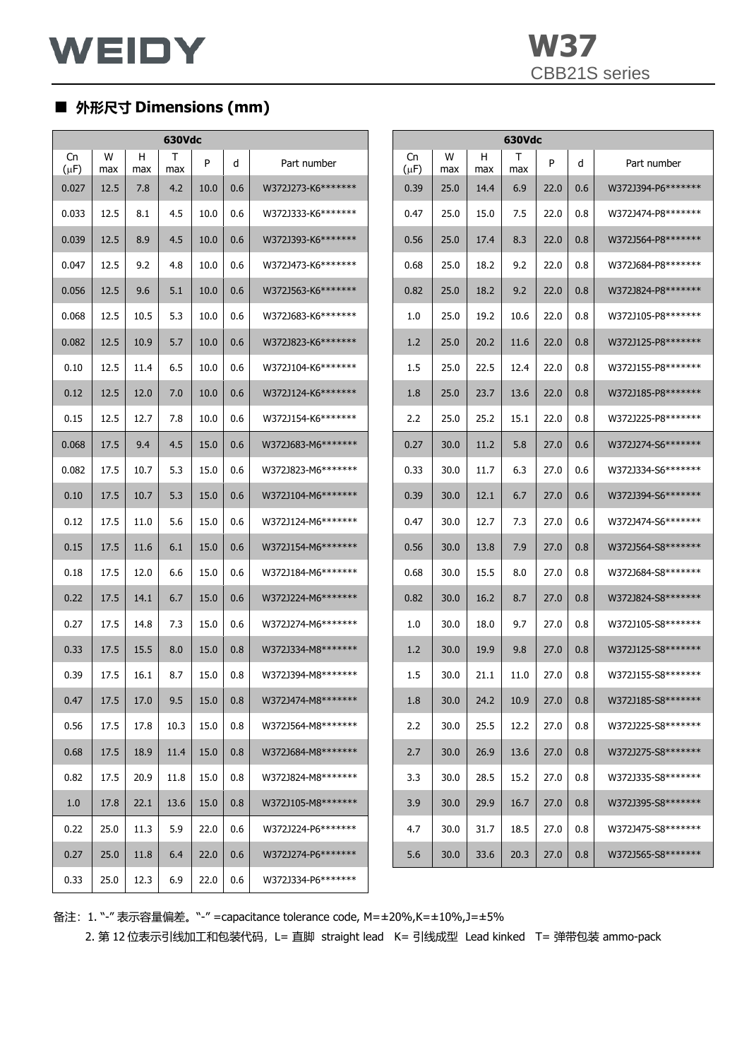# WEIDY

## W37
CBB21S series

### ■ 外形尺寸 Dimensions (mm)

| 630Vdc | | | | | | |
|---|---|---|---|---|---|---|
| Cn (μF) | W max | H max | T max | P | d | Part number |
| 0.027 | 12.5 | 7.8 | 4.2 | 10.0 | 0.6 | W372J273-K6******* |
| 0.033 | 12.5 | 8.1 | 4.5 | 10.0 | 0.6 | W372J333-K6******* |
| 0.039 | 12.5 | 8.9 | 4.5 | 10.0 | 0.6 | W372J393-K6******* |
| 0.047 | 12.5 | 9.2 | 4.8 | 10.0 | 0.6 | W372J473-K6******* |
| 0.056 | 12.5 | 9.6 | 5.1 | 10.0 | 0.6 | W372J563-K6******* |
| 0.068 | 12.5 | 10.5 | 5.3 | 10.0 | 0.6 | W372J683-K6******* |
| 0.082 | 12.5 | 10.9 | 5.7 | 10.0 | 0.6 | W372J823-K6******* |
| 0.10 | 12.5 | 11.4 | 6.5 | 10.0 | 0.6 | W372J104-K6******* |
| 0.12 | 12.5 | 12.0 | 7.0 | 10.0 | 0.6 | W372J124-K6******* |
| 0.15 | 12.5 | 12.7 | 7.8 | 10.0 | 0.6 | W372J154-K6******* |
| 0.068 | 17.5 | 9.4 | 4.5 | 15.0 | 0.6 | W372J683-M6******* |
| 0.082 | 17.5 | 10.7 | 5.3 | 15.0 | 0.6 | W372J823-M6******* |
| 0.10 | 17.5 | 10.7 | 5.3 | 15.0 | 0.6 | W372J104-M6******* |
| 0.12 | 17.5 | 11.0 | 5.6 | 15.0 | 0.6 | W372J124-M6******* |
| 0.15 | 17.5 | 11.6 | 6.1 | 15.0 | 0.6 | W372J154-M6******* |
| 0.18 | 17.5 | 12.0 | 6.6 | 15.0 | 0.6 | W372J184-M6******* |
| 0.22 | 17.5 | 14.1 | 6.7 | 15.0 | 0.6 | W372J224-M6******* |
| 0.27 | 17.5 | 14.8 | 7.3 | 15.0 | 0.6 | W372J274-M6******* |
| 0.33 | 17.5 | 15.5 | 8.0 | 15.0 | 0.8 | W372J334-M8******* |
| 0.39 | 17.5 | 16.1 | 8.7 | 15.0 | 0.8 | W372J394-M8******* |
| 0.47 | 17.5 | 17.0 | 9.5 | 15.0 | 0.8 | W372J474-M8******* |
| 0.56 | 17.5 | 17.8 | 10.3 | 15.0 | 0.8 | W372J564-M8******* |
| 0.68 | 17.5 | 18.9 | 11.4 | 15.0 | 0.8 | W372J684-M8******* |
| 0.82 | 17.5 | 20.9 | 11.8 | 15.0 | 0.8 | W372J824-M8******* |
| 1.0 | 17.8 | 22.1 | 13.6 | 15.0 | 0.8 | W372J105-M8******* |
| 0.22 | 25.0 | 11.3 | 5.9 | 22.0 | 0.6 | W372J224-P6******* |
| 0.27 | 25.0 | 11.8 | 6.4 | 22.0 | 0.6 | W372J274-P6******* |
| 0.33 | 25.0 | 12.3 | 6.9 | 22.0 | 0.6 | W372J334-P6******* |

| 630Vdc | | | | | | |
|---|---|---|---|---|---|---|
| Cn (μF) | W max | H max | T max | P | d | Part number |
| 0.39 | 25.0 | 14.4 | 6.9 | 22.0 | 0.6 | W372J394-P6******* |
| 0.47 | 25.0 | 15.0 | 7.5 | 22.0 | 0.8 | W372J474-P8******* |
| 0.56 | 25.0 | 17.4 | 8.3 | 22.0 | 0.8 | W372J564-P8******* |
| 0.68 | 25.0 | 18.2 | 9.2 | 22.0 | 0.8 | W372J684-P8******* |
| 0.82 | 25.0 | 18.2 | 9.2 | 22.0 | 0.8 | W372J824-P8******* |
| 1.0 | 25.0 | 19.2 | 10.6 | 22.0 | 0.8 | W372J105-P8******* |
| 1.2 | 25.0 | 20.2 | 11.6 | 22.0 | 0.8 | W372J125-P8******* |
| 1.5 | 25.0 | 22.5 | 12.4 | 22.0 | 0.8 | W372J155-P8******* |
| 1.8 | 25.0 | 23.7 | 13.6 | 22.0 | 0.8 | W372J185-P8******* |
| 2.2 | 25.0 | 25.2 | 15.1 | 22.0 | 0.8 | W372J225-P8******* |
| 0.27 | 30.0 | 11.2 | 5.8 | 27.0 | 0.6 | W372J274-S6******* |
| 0.33 | 30.0 | 11.7 | 6.3 | 27.0 | 0.6 | W372J334-S6******* |
| 0.39 | 30.0 | 12.1 | 6.7 | 27.0 | 0.6 | W372J394-S6******* |
| 0.47 | 30.0 | 12.7 | 7.3 | 27.0 | 0.6 | W372J474-S6******* |
| 0.56 | 30.0 | 13.8 | 7.9 | 27.0 | 0.8 | W372J564-S8******* |
| 0.68 | 30.0 | 15.5 | 8.0 | 27.0 | 0.8 | W372J684-S8******* |
| 0.82 | 30.0 | 16.2 | 8.7 | 27.0 | 0.8 | W372J824-S8******* |
| 1.0 | 30.0 | 18.0 | 9.7 | 27.0 | 0.8 | W372J105-S8******* |
| 1.2 | 30.0 | 19.9 | 9.8 | 27.0 | 0.8 | W372J125-S8******* |
| 1.5 | 30.0 | 21.1 | 11.0 | 27.0 | 0.8 | W372J155-S8******* |
| 1.8 | 30.0 | 24.2 | 10.9 | 27.0 | 0.8 | W372J185-S8******* |
| 2.2 | 30.0 | 25.5 | 12.2 | 27.0 | 0.8 | W372J225-S8******* |
| 2.7 | 30.0 | 26.9 | 13.6 | 27.0 | 0.8 | W372J275-S8******* |
| 3.3 | 30.0 | 28.5 | 15.2 | 27.0 | 0.8 | W372J335-S8******* |
| 3.9 | 30.0 | 29.9 | 16.7 | 27.0 | 0.8 | W372J395-S8******* |
| 4.7 | 30.0 | 31.7 | 18.5 | 27.0 | 0.8 | W372J475-S8******* |
| 5.6 | 30.0 | 33.6 | 20.3 | 27.0 | 0.8 | W372J565-S8******* |

备注：1. “-” 表示容量偏差。“-” =capacitance tolerance code, M=±20%,K=±10%,J=±5%

2. 第 12 位表示引线加工和包装代码，L= 直脚 straight lead K= 引线成型 Lead kinked T= 弹带包装 ammo-pack